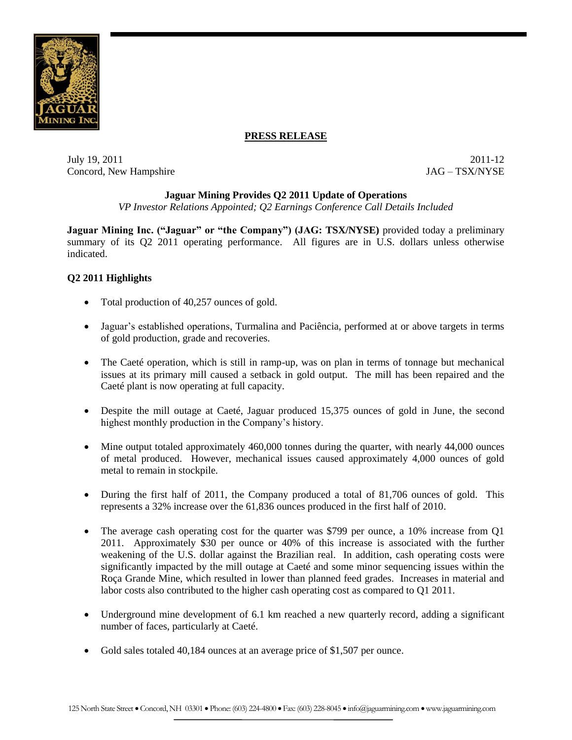**PRESS RELEASE**

July 19, 2011
Concord, New Hampshire

2011-12
JAG – TSX/NYSE

## Jaguar Mining Provides Q2 2011 Update of Operations

*VP Investor Relations Appointed; Q2 Earnings Conference Call Details Included*

**Jaguar Mining Inc. ("Jaguar" or "the Company") (JAG: TSX/NYSE)** provided today a preliminary summary of its Q2 2011 operating performance. All figures are in U.S. dollars unless otherwise indicated.

### Q2 2011 Highlights

- Total production of 40,257 ounces of gold.
- Jaguar's established operations, Turmalina and Paciência, performed at or above targets in terms of gold production, grade and recoveries.
- The Caeté operation, which is still in ramp-up, was on plan in terms of tonnage but mechanical issues at its primary mill caused a setback in gold output. The mill has been repaired and the Caeté plant is now operating at full capacity.
- Despite the mill outage at Caeté, Jaguar produced 15,375 ounces of gold in June, the second highest monthly production in the Company's history.
- Mine output totaled approximately 460,000 tonnes during the quarter, with nearly 44,000 ounces of metal produced. However, mechanical issues caused approximately 4,000 ounces of gold metal to remain in stockpile.
- During the first half of 2011, the Company produced a total of 81,706 ounces of gold. This represents a 32% increase over the 61,836 ounces produced in the first half of 2010.
- The average cash operating cost for the quarter was $799 per ounce, a 10% increase from Q1 2011. Approximately $30 per ounce or 40% of this increase is associated with the further weakening of the U.S. dollar against the Brazilian real. In addition, cash operating costs were significantly impacted by the mill outage at Caeté and some minor sequencing issues within the Roça Grande Mine, which resulted in lower than planned feed grades. Increases in material and labor costs also contributed to the higher cash operating cost as compared to Q1 2011.
- Underground mine development of 6.1 km reached a new quarterly record, adding a significant number of faces, particularly at Caeté.
- Gold sales totaled 40,184 ounces at an average price of $1,507 per ounce.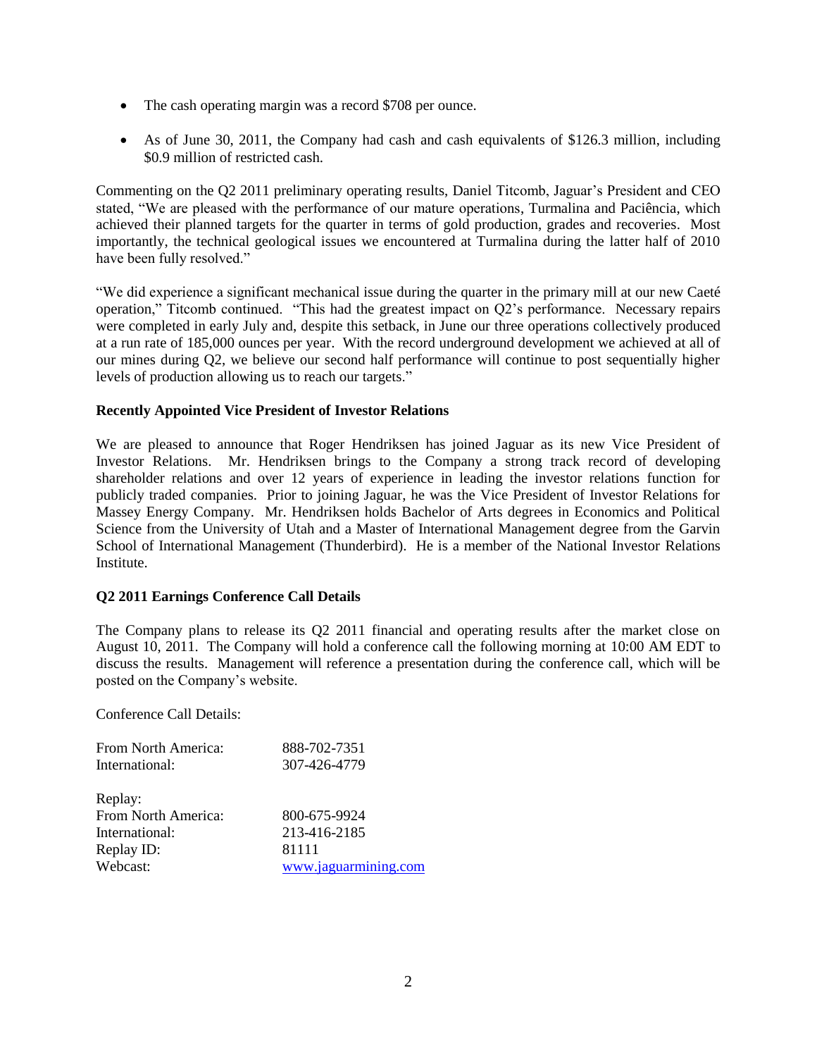- The cash operating margin was a record $708 per ounce.
- As of June 30, 2011, the Company had cash and cash equivalents of $126.3 million, including $0.9 million of restricted cash.

Commenting on the Q2 2011 preliminary operating results, Daniel Titcomb, Jaguar's President and CEO stated, "We are pleased with the performance of our mature operations, Turmalina and Paciência, which achieved their planned targets for the quarter in terms of gold production, grades and recoveries. Most importantly, the technical geological issues we encountered at Turmalina during the latter half of 2010 have been fully resolved."

"We did experience a significant mechanical issue during the quarter in the primary mill at our new Caeté operation," Titcomb continued. "This had the greatest impact on Q2's performance. Necessary repairs were completed in early July and, despite this setback, in June our three operations collectively produced at a run rate of 185,000 ounces per year. With the record underground development we achieved at all of our mines during Q2, we believe our second half performance will continue to post sequentially higher levels of production allowing us to reach our targets."

**Recently Appointed Vice President of Investor Relations**

We are pleased to announce that Roger Hendriksen has joined Jaguar as its new Vice President of Investor Relations. Mr. Hendriksen brings to the Company a strong track record of developing shareholder relations and over 12 years of experience in leading the investor relations function for publicly traded companies. Prior to joining Jaguar, he was the Vice President of Investor Relations for Massey Energy Company. Mr. Hendriksen holds Bachelor of Arts degrees in Economics and Political Science from the University of Utah and a Master of International Management degree from the Garvin School of International Management (Thunderbird). He is a member of the National Investor Relations Institute.

**Q2 2011 Earnings Conference Call Details**

The Company plans to release its Q2 2011 financial and operating results after the market close on August 10, 2011. The Company will hold a conference call the following morning at 10:00 AM EDT to discuss the results. Management will reference a presentation during the conference call, which will be posted on the Company's website.

Conference Call Details:

| | |
|---|---|
| From North America: | 888-702-7351 |
| International: | 307-426-4779 |

Replay:

| | |
|---|---|
| From North America: | 800-675-9924 |
| International: | 213-416-2185 |
| Replay ID: | 81111 |
| Webcast: | www.jaguarmining.com |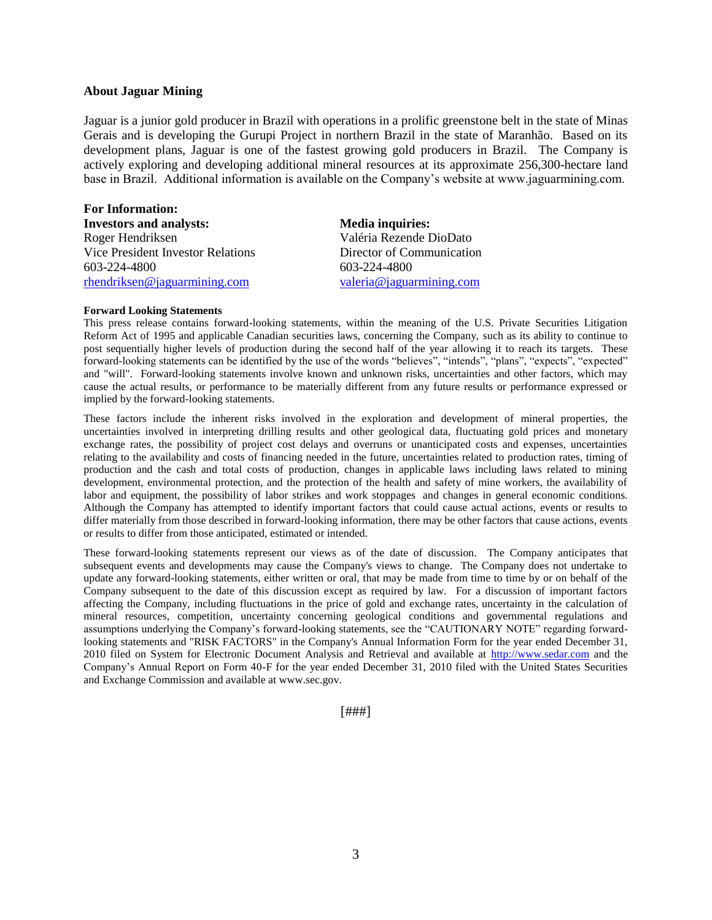## About Jaguar Mining

Jaguar is a junior gold producer in Brazil with operations in a prolific greenstone belt in the state of Minas Gerais and is developing the Gurupi Project in northern Brazil in the state of Maranhão. Based on its development plans, Jaguar is one of the fastest growing gold producers in Brazil. The Company is actively exploring and developing additional mineral resources at its approximate 256,300-hectare land base in Brazil. Additional information is available on the Company's website at www.jaguarmining.com.

**For Information:**

**Investors and analysts:**
Roger Hendriksen
Vice President Investor Relations
603-224-4800
rhendriksen@jaguarmining.com

**Media inquiries:**
Valéria Rezende DioDato
Director of Communication
603-224-4800
valeria@jaguarmining.com

**Forward Looking Statements**

This press release contains forward-looking statements, within the meaning of the U.S. Private Securities Litigation Reform Act of 1995 and applicable Canadian securities laws, concerning the Company, such as its ability to continue to post sequentially higher levels of production during the second half of the year allowing it to reach its targets. These forward-looking statements can be identified by the use of the words "believes", "intends", "plans", "expects", "expected" and "will". Forward-looking statements involve known and unknown risks, uncertainties and other factors, which may cause the actual results, or performance to be materially different from any future results or performance expressed or implied by the forward-looking statements.

These factors include the inherent risks involved in the exploration and development of mineral properties, the uncertainties involved in interpreting drilling results and other geological data, fluctuating gold prices and monetary exchange rates, the possibility of project cost delays and overruns or unanticipated costs and expenses, uncertainties relating to the availability and costs of financing needed in the future, uncertainties related to production rates, timing of production and the cash and total costs of production, changes in applicable laws including laws related to mining development, environmental protection, and the protection of the health and safety of mine workers, the availability of labor and equipment, the possibility of labor strikes and work stoppages and changes in general economic conditions. Although the Company has attempted to identify important factors that could cause actual actions, events or results to differ materially from those described in forward-looking information, there may be other factors that cause actions, events or results to differ from those anticipated, estimated or intended.

These forward-looking statements represent our views as of the date of discussion. The Company anticipates that subsequent events and developments may cause the Company's views to change. The Company does not undertake to update any forward-looking statements, either written or oral, that may be made from time to time by or on behalf of the Company subsequent to the date of this discussion except as required by law. For a discussion of important factors affecting the Company, including fluctuations in the price of gold and exchange rates, uncertainty in the calculation of mineral resources, competition, uncertainty concerning geological conditions and governmental regulations and assumptions underlying the Company's forward-looking statements, see the "CAUTIONARY NOTE" regarding forward-looking statements and "RISK FACTORS" in the Company's Annual Information Form for the year ended December 31, 2010 filed on System for Electronic Document Analysis and Retrieval and available at http://www.sedar.com and the Company's Annual Report on Form 40-F for the year ended December 31, 2010 filed with the United States Securities and Exchange Commission and available at www.sec.gov.

[###]